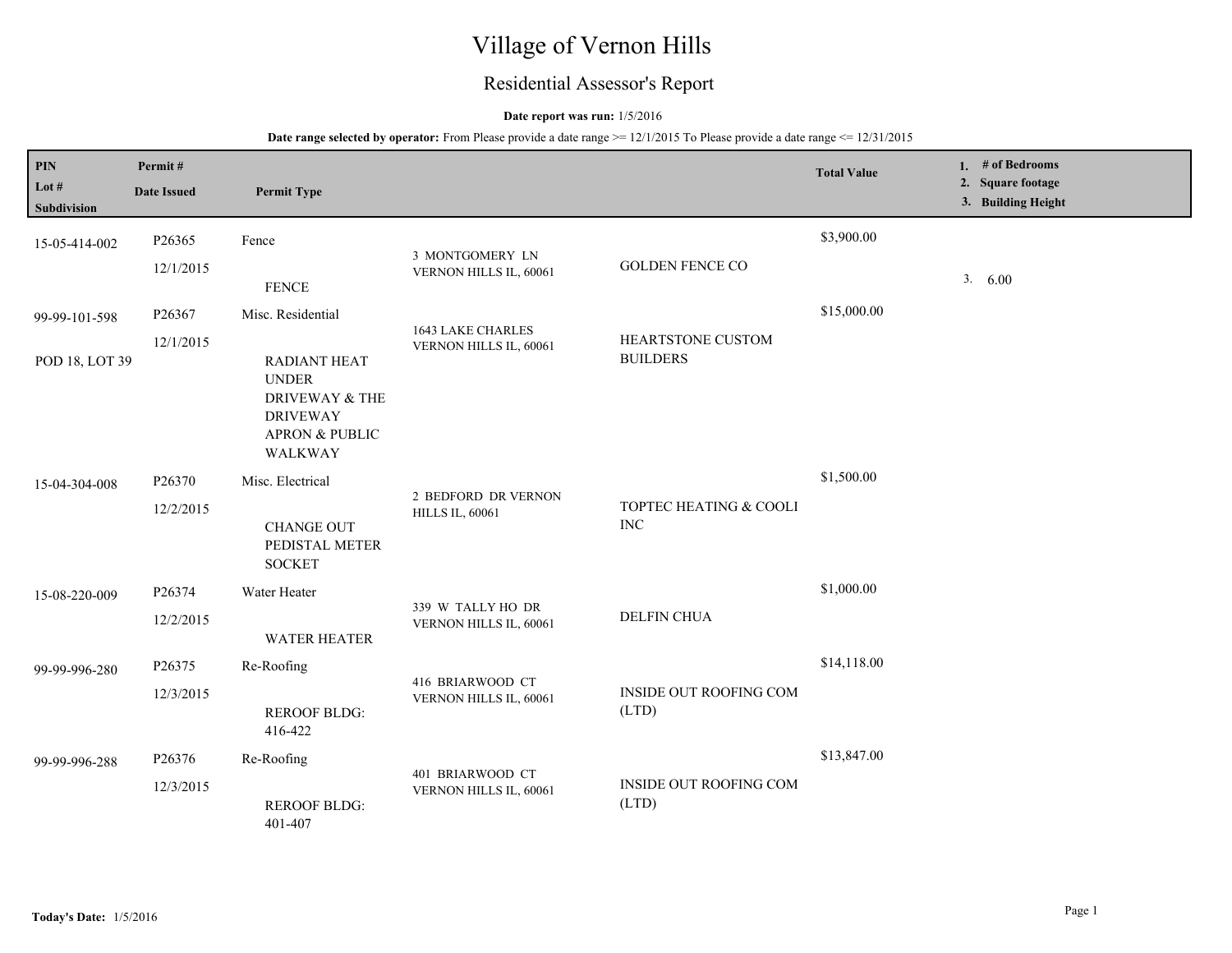# Village of Vernon Hills

## Residential Assessor's Report

**Date report was run:** 1/5/2016

**Date range selected by operator:** From Please provide a date range >= 12/1/2015 To Please provide a date range <= 12/31/2015

| PIN / Lot # / Subdivision | Permit # / Date Issued | Permit Type | Address | Contractor | Total Value | 1. # of Bedrooms 2. Square footage 3. Building Height |
|---|---|---|---|---|---|---|
| 15-05-414-002 | P26365 12/1/2015 | Fence FENCE | 3 MONTGOMERY LN VERNON HILLS IL, 60061 | GOLDEN FENCE CO | $3,900.00 | 3. 6.00 |
| 99-99-101-598 POD 18, LOT 39 | P26367 12/1/2015 | Misc. Residential RADIANT HEAT UNDER DRIVEWAY & THE DRIVEWAY APRON & PUBLIC WALKWAY | 1643 LAKE CHARLES VERNON HILLS IL, 60061 | HEARTSTONE CUSTOM BUILDERS | $15,000.00 | |
| 15-04-304-008 | P26370 12/2/2015 | Misc. Electrical CHANGE OUT PEDISTAL METER SOCKET | 2 BEDFORD DR VERNON HILLS IL, 60061 | TOPTEC HEATING & COOLI INC | $1,500.00 | |
| 15-08-220-009 | P26374 12/2/2015 | Water Heater WATER HEATER | 339 W TALLY HO DR VERNON HILLS IL, 60061 | DELFIN CHUA | $1,000.00 | |
| 99-99-996-280 | P26375 12/3/2015 | Re-Roofing REROOF BLDG: 416-422 | 416 BRIARWOOD CT VERNON HILLS IL, 60061 | INSIDE OUT ROOFING COM (LTD) | $14,118.00 | |
| 99-99-996-288 | P26376 12/3/2015 | Re-Roofing REROOF BLDG: 401-407 | 401 BRIARWOOD CT VERNON HILLS IL, 60061 | INSIDE OUT ROOFING COM (LTD) | $13,847.00 | |

**Today's Date:** 1/5/2016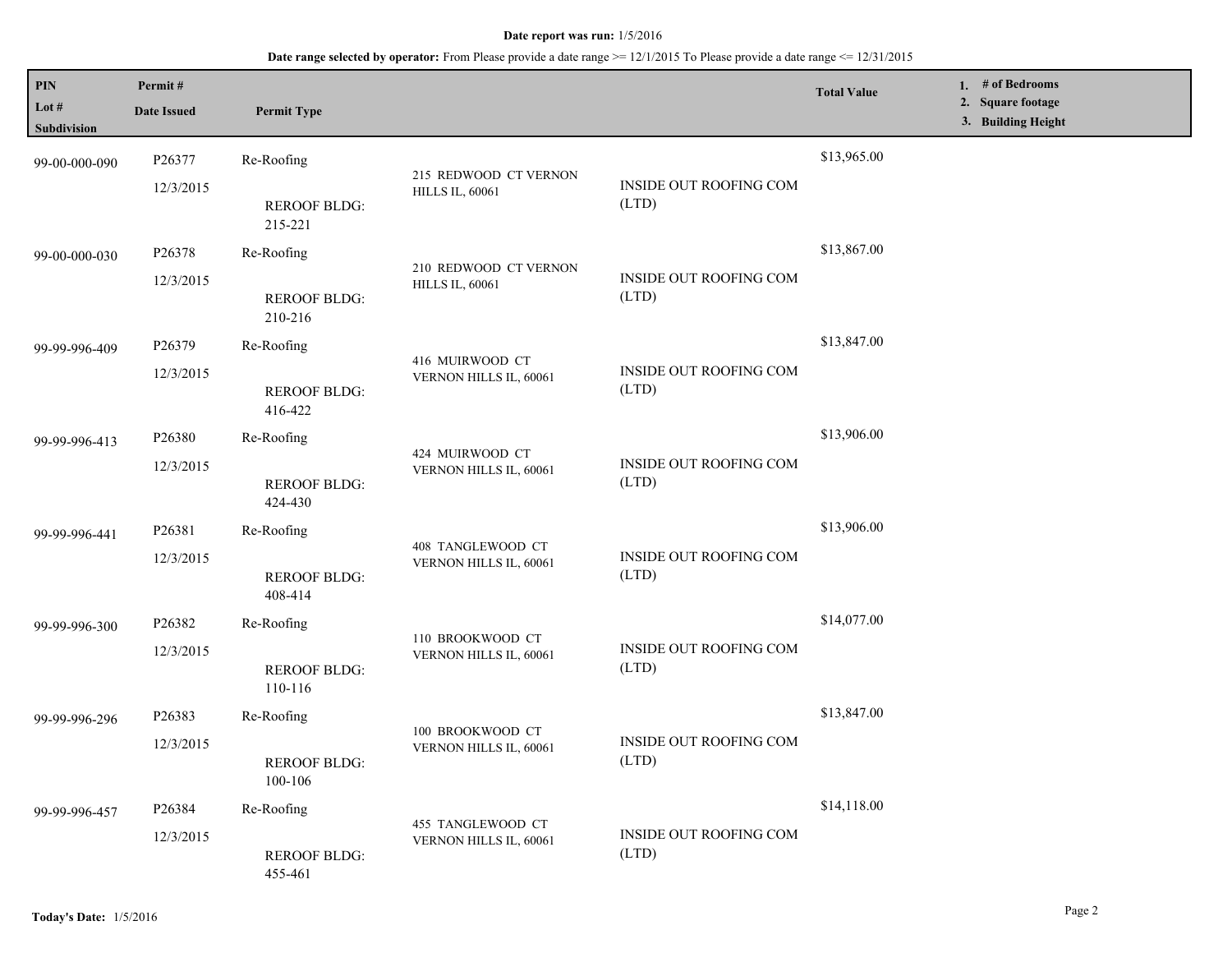**Date report was run:** 1/5/2016

**Date range selected by operator:** From Please provide a date range >= 12/1/2015 To Please provide a date range <= 12/31/2015

| PIN<br>Lot #<br>Subdivision | Permit #<br>Date Issued | Permit Type | | | Total Value | 1. # of Bedrooms<br>2. Square footage<br>3. Building Height |
|---|---|---|---|---|---|---|
| 99-00-000-090 | P26377<br>12/3/2015 | Re-Roofing<br>REROOF BLDG: 215-221 | 215 REDWOOD CT VERNON HILLS IL, 60061 | INSIDE OUT ROOFING COM (LTD) | $13,965.00 | |
| 99-00-000-030 | P26378<br>12/3/2015 | Re-Roofing<br>REROOF BLDG: 210-216 | 210 REDWOOD CT VERNON HILLS IL, 60061 | INSIDE OUT ROOFING COM (LTD) | $13,867.00 | |
| 99-99-996-409 | P26379<br>12/3/2015 | Re-Roofing<br>REROOF BLDG: 416-422 | 416 MUIRWOOD CT VERNON HILLS IL, 60061 | INSIDE OUT ROOFING COM (LTD) | $13,847.00 | |
| 99-99-996-413 | P26380<br>12/3/2015 | Re-Roofing<br>REROOF BLDG: 424-430 | 424 MUIRWOOD CT VERNON HILLS IL, 60061 | INSIDE OUT ROOFING COM (LTD) | $13,906.00 | |
| 99-99-996-441 | P26381<br>12/3/2015 | Re-Roofing<br>REROOF BLDG: 408-414 | 408 TANGLEWOOD CT VERNON HILLS IL, 60061 | INSIDE OUT ROOFING COM (LTD) | $13,906.00 | |
| 99-99-996-300 | P26382<br>12/3/2015 | Re-Roofing<br>REROOF BLDG: 110-116 | 110 BROOKWOOD CT VERNON HILLS IL, 60061 | INSIDE OUT ROOFING COM (LTD) | $14,077.00 | |
| 99-99-996-296 | P26383<br>12/3/2015 | Re-Roofing<br>REROOF BLDG: 100-106 | 100 BROOKWOOD CT VERNON HILLS IL, 60061 | INSIDE OUT ROOFING COM (LTD) | $13,847.00 | |
| 99-99-996-457 | P26384<br>12/3/2015 | Re-Roofing<br>REROOF BLDG: 455-461 | 455 TANGLEWOOD CT VERNON HILLS IL, 60061 | INSIDE OUT ROOFING COM (LTD) | $14,118.00 | |

**Today's Date:** 1/5/2016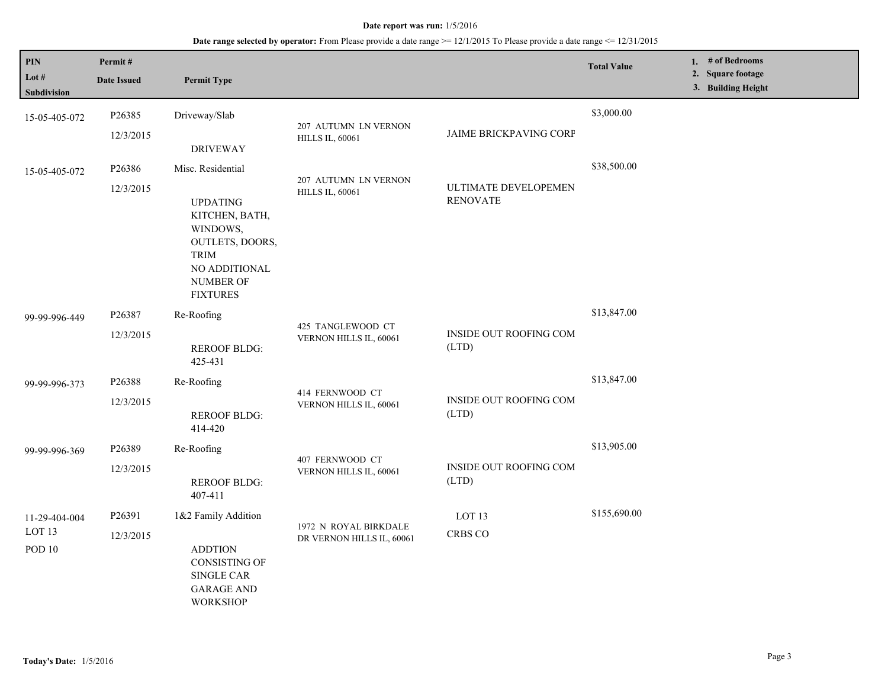**Date report was run:** 1/5/2016

**Date range selected by operator:** From Please provide a date range >= 12/1/2015 To Please provide a date range <= 12/31/2015

| PIN<br>Lot #<br>Subdivision | Permit #<br>Date Issued | Permit Type | | | Total Value | 1. # of Bedrooms<br>2. Square footage<br>3. Building Height |
|---|---|---|---|---|---|---|
| 15-05-405-072 | P26385<br>12/3/2015 | Driveway/Slab<br>DRIVEWAY | 207 AUTUMN LN VERNON HILLS IL, 60061 | JAIME BRICKPAVING CORF | $3,000.00 | |
| 15-05-405-072 | P26386<br>12/3/2015 | Misc. Residential<br>UPDATING KITCHEN, BATH, WINDOWS, OUTLETS, DOORS, TRIM<br>NO ADDITIONAL NUMBER OF FIXTURES | 207 AUTUMN LN VERNON HILLS IL, 60061 | ULTIMATE DEVELOPEMEN RENOVATE | $38,500.00 | |
| 99-99-996-449 | P26387<br>12/3/2015 | Re-Roofing<br>REROOF BLDG: 425-431 | 425 TANGLEWOOD CT VERNON HILLS IL, 60061 | INSIDE OUT ROOFING COM (LTD) | $13,847.00 | |
| 99-99-996-373 | P26388<br>12/3/2015 | Re-Roofing<br>REROOF BLDG: 414-420 | 414 FERNWOOD CT VERNON HILLS IL, 60061 | INSIDE OUT ROOFING COM (LTD) | $13,847.00 | |
| 99-99-996-369 | P26389<br>12/3/2015 | Re-Roofing<br>REROOF BLDG: 407-411 | 407 FERNWOOD CT VERNON HILLS IL, 60061 | INSIDE OUT ROOFING COM (LTD) | $13,905.00 | |
| 11-29-404-004<br>LOT 13<br>POD 10 | P26391<br>12/3/2015 | 1&2 Family Addition<br>ADDTION CONSISTING OF SINGLE CAR GARAGE AND WORKSHOP | 1972 N ROYAL BIRKDALE DR VERNON HILLS IL, 60061 | LOT 13<br>CRBS CO | $155,690.00 | |

**Today's Date:** 1/5/2016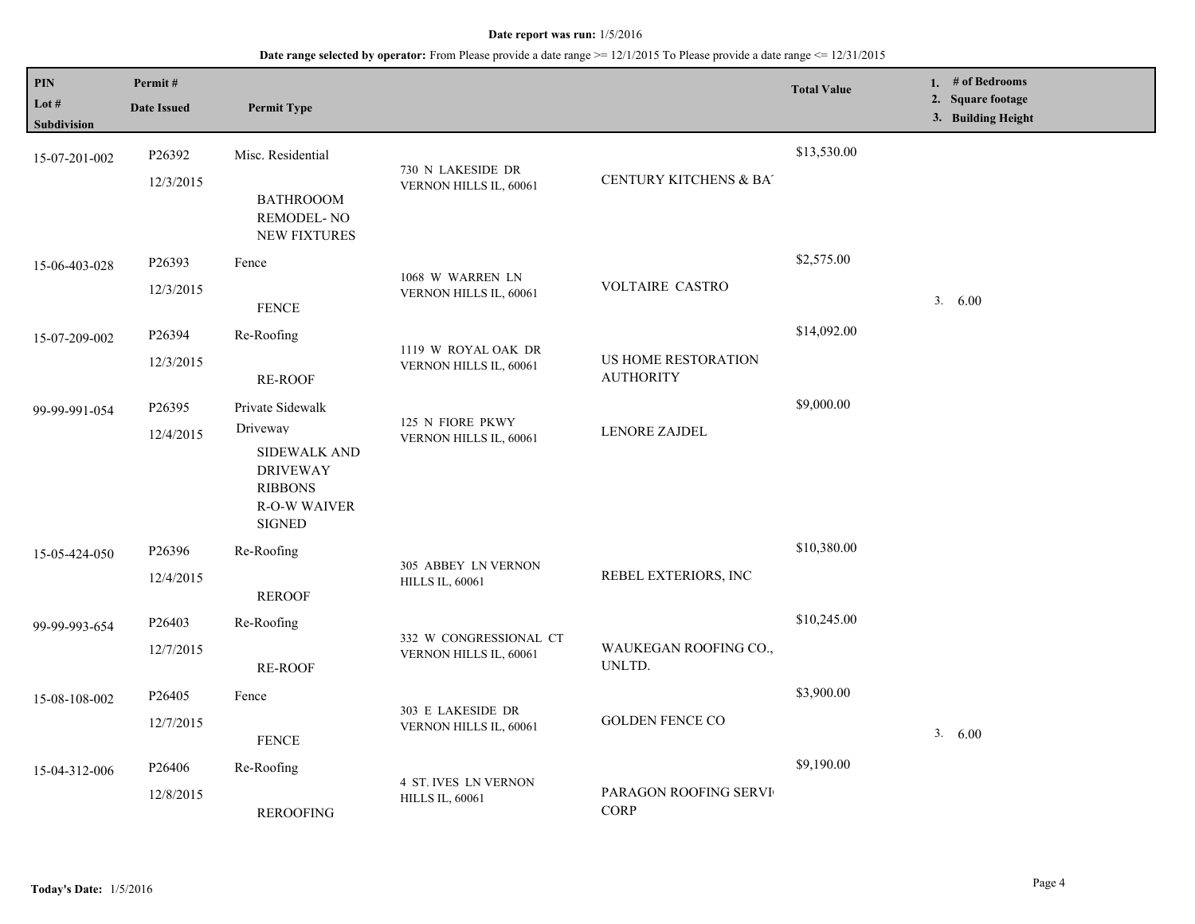**Date report was run:** 1/5/2016

**Date range selected by operator:** From Please provide a date range >= 12/1/2015 To Please provide a date range <= 12/31/2015

| PIN / Lot # / Subdivision | Permit # / Date Issued | Permit Type | Address | Contractor | Total Value | 1. # of Bedrooms 2. Square footage 3. Building Height |
|---|---|---|---|---|---|---|
| 15-07-201-002 | P26392 12/3/2015 | Misc. Residential BATHROOOM REMODEL- NO NEW FIXTURES | 730 N LAKESIDE DR VERNON HILLS IL, 60061 | CENTURY KITCHENS & BA | $13,530.00 | |
| 15-06-403-028 | P26393 12/3/2015 | Fence FENCE | 1068 W WARREN LN VERNON HILLS IL, 60061 | VOLTAIRE CASTRO | $2,575.00 | 3. 6.00 |
| 15-07-209-002 | P26394 12/3/2015 | Re-Roofing RE-ROOF | 1119 W ROYAL OAK DR VERNON HILLS IL, 60061 | US HOME RESTORATION AUTHORITY | $14,092.00 | |
| 99-99-991-054 | P26395 12/4/2015 | Private Sidewalk Driveway SIDEWALK AND DRIVEWAY RIBBONS R-O-W WAIVER SIGNED | 125 N FIORE PKWY VERNON HILLS IL, 60061 | LENORE ZAJDEL | $9,000.00 | |
| 15-05-424-050 | P26396 12/4/2015 | Re-Roofing REROOF | 305 ABBEY LN VERNON HILLS IL, 60061 | REBEL EXTERIORS, INC | $10,380.00 | |
| 99-99-993-654 | P26403 12/7/2015 | Re-Roofing RE-ROOF | 332 W CONGRESSIONAL CT VERNON HILLS IL, 60061 | WAUKEGAN ROOFING CO., UNLTD. | $10,245.00 | |
| 15-08-108-002 | P26405 12/7/2015 | Fence FENCE | 303 E LAKESIDE DR VERNON HILLS IL, 60061 | GOLDEN FENCE CO | $3,900.00 | 3. 6.00 |
| 15-04-312-006 | P26406 12/8/2015 | Re-Roofing REROOFING | 4 ST. IVES LN VERNON HILLS IL, 60061 | PARAGON ROOFING SERVI CORP | $9,190.00 | |

**Today's Date:** 1/5/2016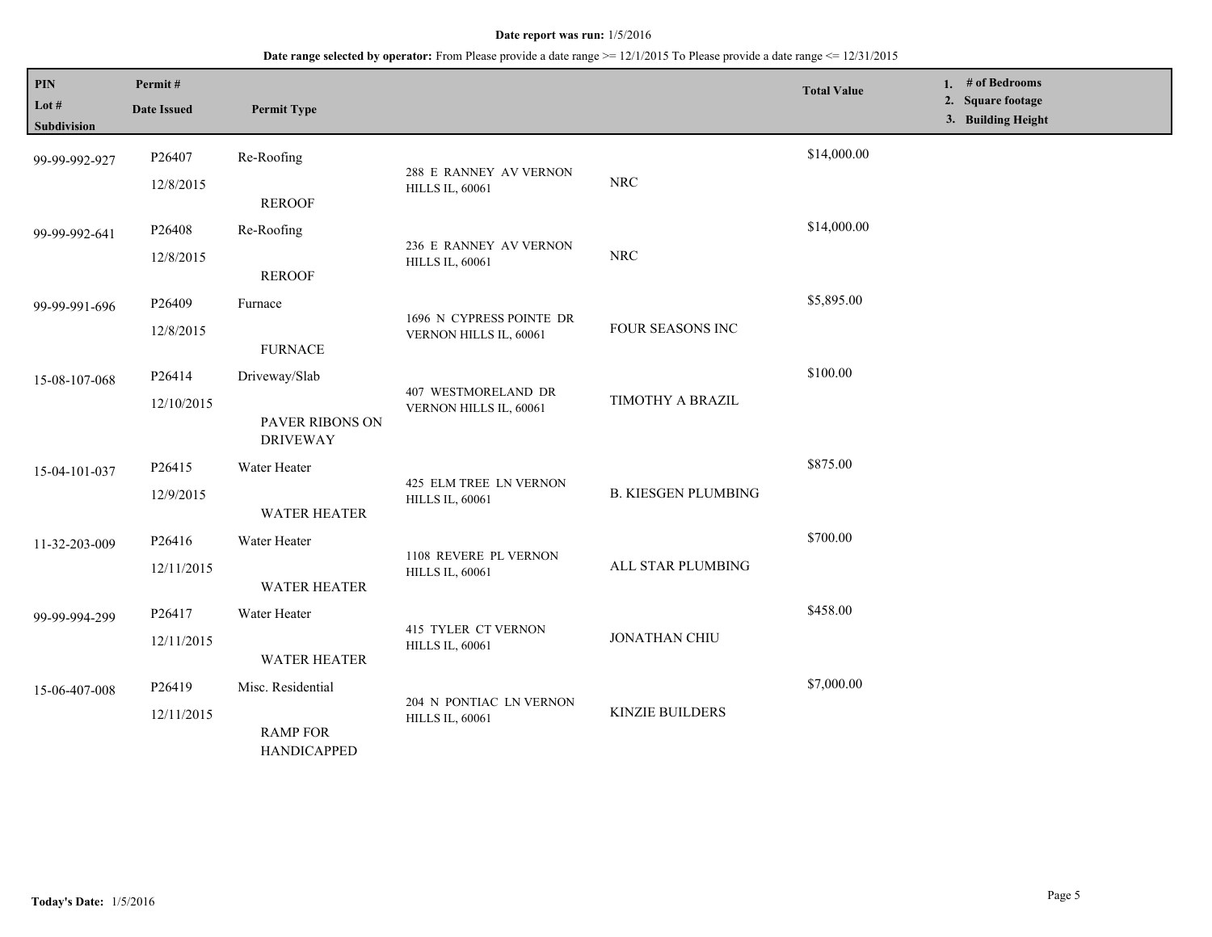**Date report was run:** 1/5/2016

**Date range selected by operator:** From Please provide a date range >= 12/1/2015 To Please provide a date range <= 12/31/2015

| PIN / Lot # / Subdivision | Permit # / Date Issued | Permit Type | | | Total Value | 1. # of Bedrooms 2. Square footage 3. Building Height |
|---|---|---|---|---|---|---|
| 99-99-992-927 | P26407 12/8/2015 | Re-Roofing REROOF | 288 E RANNEY AV VERNON HILLS IL, 60061 | NRC | $14,000.00 | |
| 99-99-992-641 | P26408 12/8/2015 | Re-Roofing REROOF | 236 E RANNEY AV VERNON HILLS IL, 60061 | NRC | $14,000.00 | |
| 99-99-991-696 | P26409 12/8/2015 | Furnace FURNACE | 1696 N CYPRESS POINTE DR VERNON HILLS IL, 60061 | FOUR SEASONS INC | $5,895.00 | |
| 15-08-107-068 | P26414 12/10/2015 | Driveway/Slab PAVER RIBONS ON DRIVEWAY | 407 WESTMORELAND DR VERNON HILLS IL, 60061 | TIMOTHY A BRAZIL | $100.00 | |
| 15-04-101-037 | P26415 12/9/2015 | Water Heater WATER HEATER | 425 ELM TREE LN VERNON HILLS IL, 60061 | B. KIESGEN PLUMBING | $875.00 | |
| 11-32-203-009 | P26416 12/11/2015 | Water Heater WATER HEATER | 1108 REVERE PL VERNON HILLS IL, 60061 | ALL STAR PLUMBING | $700.00 | |
| 99-99-994-299 | P26417 12/11/2015 | Water Heater WATER HEATER | 415 TYLER CT VERNON HILLS IL, 60061 | JONATHAN CHIU | $458.00 | |
| 15-06-407-008 | P26419 12/11/2015 | Misc. Residential RAMP FOR HANDICAPPED | 204 N PONTIAC LN VERNON HILLS IL, 60061 | KINZIE BUILDERS | $7,000.00 | |

**Today's Date:** 1/5/2016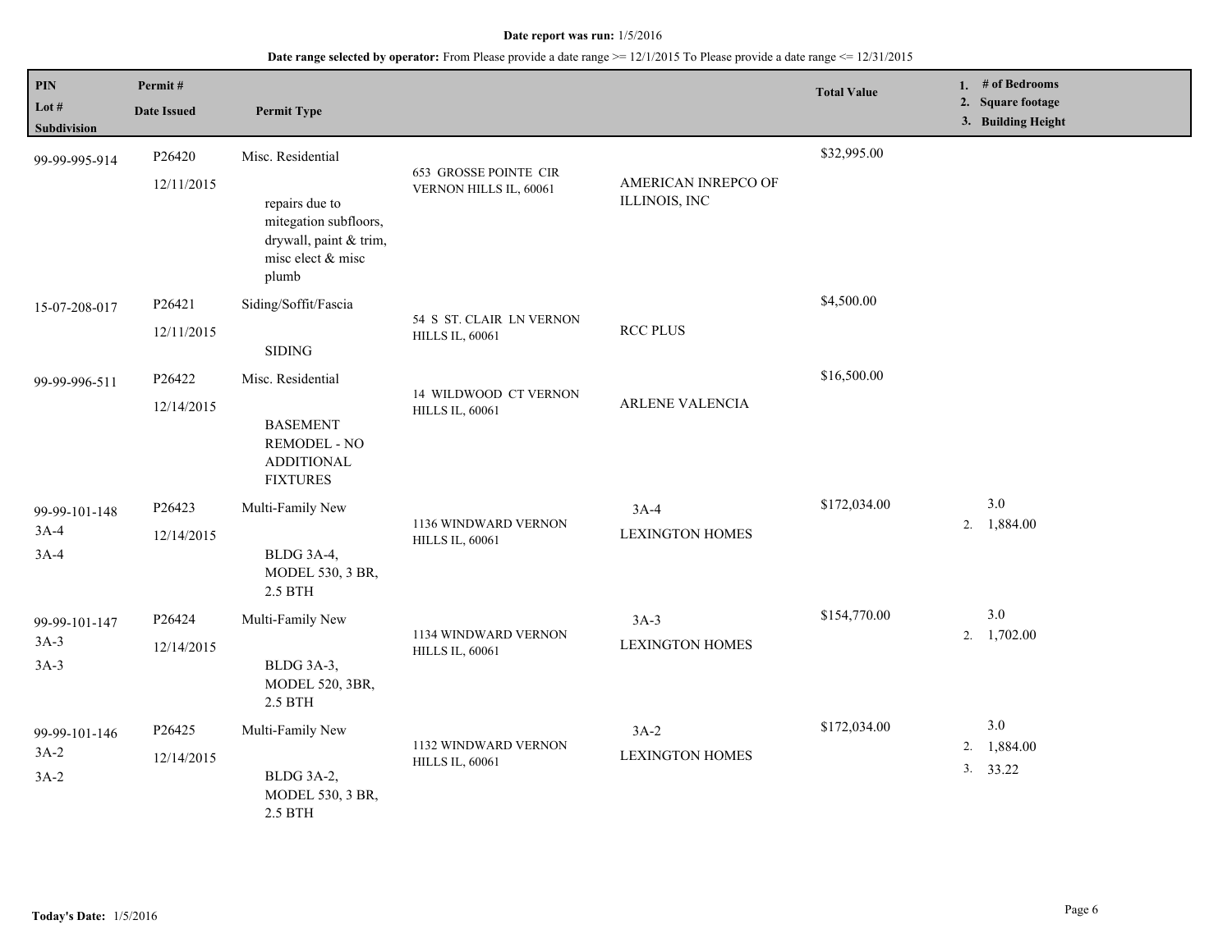**Date report was run:** 1/5/2016

**Date range selected by operator:** From Please provide a date range >= 12/1/2015 To Please provide a date range <= 12/31/2015

| PIN<br>Lot #<br>Subdivision | Permit #<br>Date Issued | Permit Type | | | Total Value | 1. # of Bedrooms<br>2. Square footage<br>3. Building Height |
|---|---|---|---|---|---|---|
| 99-99-995-914 | P26420<br>12/11/2015 | Misc. Residential<br><br>repairs due to mitegation subfloors, drywall, paint & trim, misc elect & misc plumb | 653 GROSSE POINTE CIR VERNON HILLS IL, 60061 | AMERICAN INREPCO OF ILLINOIS, INC | $32,995.00 | |
| 15-07-208-017 | P26421<br>12/11/2015 | Siding/Soffit/Fascia<br><br>SIDING | 54 S ST. CLAIR LN VERNON HILLS IL, 60061 | RCC PLUS | $4,500.00 | |
| 99-99-996-511 | P26422<br>12/14/2015 | Misc. Residential<br><br>BASEMENT REMODEL - NO ADDITIONAL FIXTURES | 14 WILDWOOD CT VERNON HILLS IL, 60061 | ARLENE VALENCIA | $16,500.00 | |
| 99-99-101-148<br>3A-4<br>3A-4 | P26423<br>12/14/2015 | Multi-Family New<br><br>BLDG 3A-4, MODEL 530, 3 BR, 2.5 BTH | 1136 WINDWARD VERNON HILLS IL, 60061 | 3A-4<br>LEXINGTON HOMES | $172,034.00 | 3.0<br>2. 1,884.00 |
| 99-99-101-147<br>3A-3<br>3A-3 | P26424<br>12/14/2015 | Multi-Family New<br><br>BLDG 3A-3, MODEL 520, 3BR, 2.5 BTH | 1134 WINDWARD VERNON HILLS IL, 60061 | 3A-3<br>LEXINGTON HOMES | $154,770.00 | 3.0<br>2. 1,702.00 |
| 99-99-101-146<br>3A-2<br>3A-2 | P26425<br>12/14/2015 | Multi-Family New<br><br>BLDG 3A-2, MODEL 530, 3 BR, 2.5 BTH | 1132 WINDWARD VERNON HILLS IL, 60061 | 3A-2<br>LEXINGTON HOMES | $172,034.00 | 3.0<br>2. 1,884.00<br>3. 33.22 |

**Today's Date:** 1/5/2016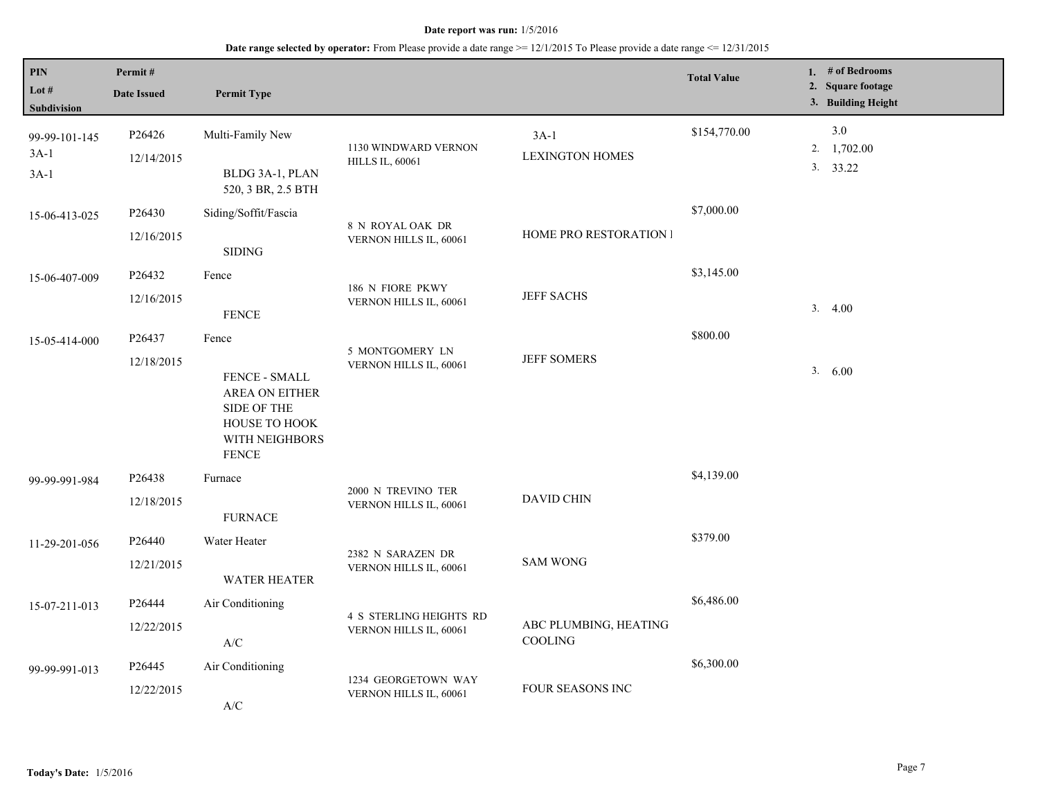**Date report was run:** 1/5/2016

**Date range selected by operator:** From Please provide a date range >= 12/1/2015 To Please provide a date range <= 12/31/2015

| PIN<br>Lot #<br>Subdivision | Permit #<br>Date Issued | Permit Type | | | Total Value | 1. # of Bedrooms<br>2. Square footage<br>3. Building Height |
|---|---|---|---|---|---|---|
| 99-99-101-145<br>3A-1<br>3A-1 | P26426<br>12/14/2015 | Multi-Family New<br><br>BLDG 3A-1, PLAN 520, 3 BR, 2.5 BTH | 1130 WINDWARD VERNON HILLS IL, 60061 | 3A-1<br>LEXINGTON HOMES | $154,770.00 | 3.0<br>2. 1,702.00<br>3. 33.22 |
| 15-06-413-025 | P26430<br>12/16/2015 | Siding/Soffit/Fascia<br><br>SIDING | 8 N ROYAL OAK DR VERNON HILLS IL, 60061 | HOME PRO RESTORATION I | $7,000.00 | |
| 15-06-407-009 | P26432<br>12/16/2015 | Fence<br><br>FENCE | 186 N FIORE PKWY VERNON HILLS IL, 60061 | JEFF SACHS | $3,145.00 | 3. 4.00 |
| 15-05-414-000 | P26437<br>12/18/2015 | Fence<br><br>FENCE - SMALL AREA ON EITHER SIDE OF THE HOUSE TO HOOK WITH NEIGHBORS FENCE | 5 MONTGOMERY LN VERNON HILLS IL, 60061 | JEFF SOMERS | $800.00 | 3. 6.00 |
| 99-99-991-984 | P26438<br>12/18/2015 | Furnace<br><br>FURNACE | 2000 N TREVINO TER VERNON HILLS IL, 60061 | DAVID CHIN | $4,139.00 | |
| 11-29-201-056 | P26440<br>12/21/2015 | Water Heater<br><br>WATER HEATER | 2382 N SARAZEN DR VERNON HILLS IL, 60061 | SAM WONG | $379.00 | |
| 15-07-211-013 | P26444<br>12/22/2015 | Air Conditioning<br><br>A/C | 4 S STERLING HEIGHTS RD VERNON HILLS IL, 60061 | ABC PLUMBING, HEATING COOLING | $6,486.00 | |
| 99-99-991-013 | P26445<br>12/22/2015 | Air Conditioning<br><br>A/C | 1234 GEORGETOWN WAY VERNON HILLS IL, 60061 | FOUR SEASONS INC | $6,300.00 | |

**Today's Date:** 1/5/2016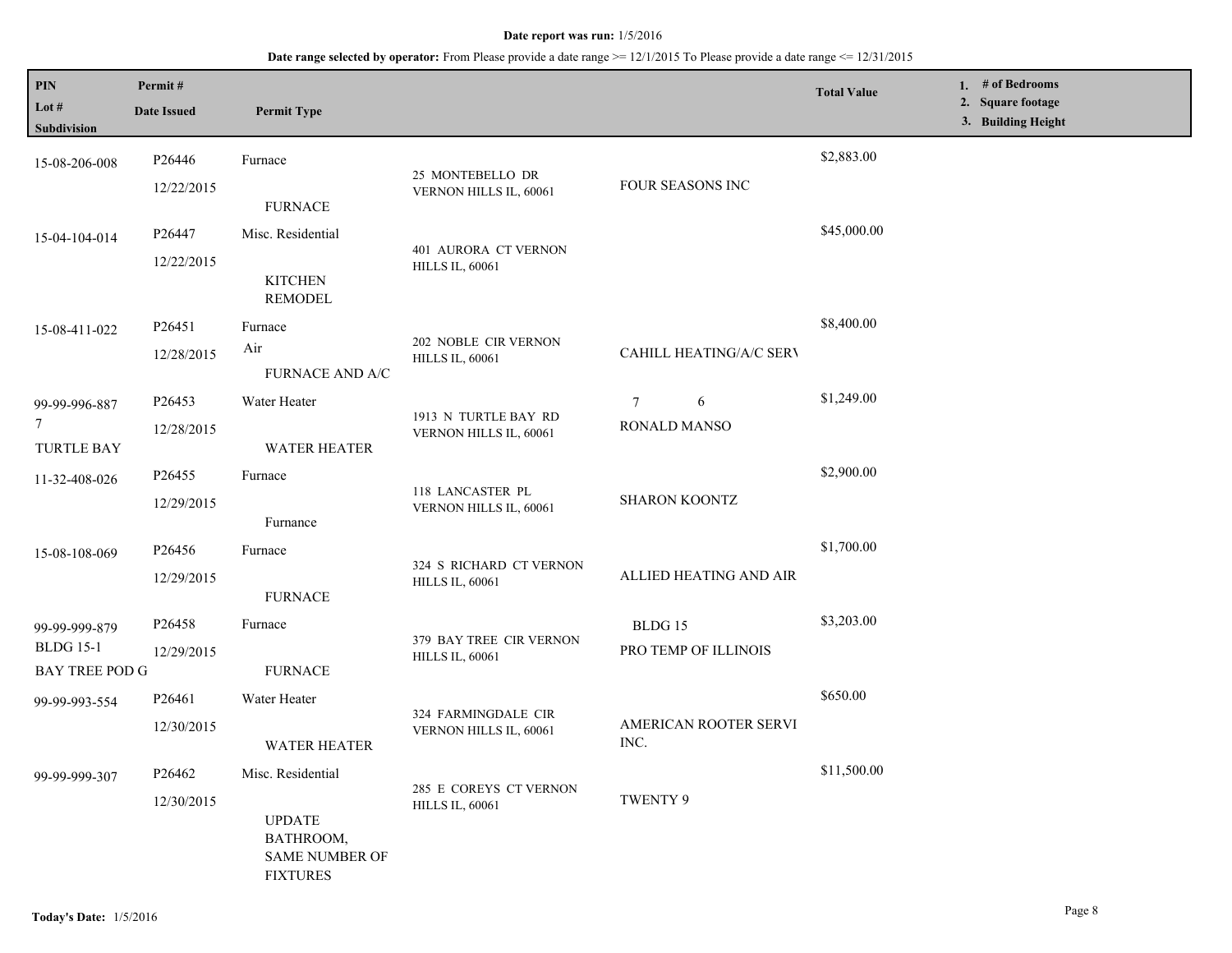**Date report was run:** 1/5/2016

**Date range selected by operator:** From Please provide a date range >= 12/1/2015 To Please provide a date range <= 12/31/2015

| PIN<br>Lot #<br>Subdivision | Permit #<br>Date Issued | Permit Type | | | Total Value | 1. # of Bedrooms<br>2. Square footage<br>3. Building Height |
|---|---|---|---|---|---|---|
| 15-08-206-008 | P26446<br>12/22/2015 | Furnace<br>FURNACE | 25 MONTEBELLO DR VERNON HILLS IL, 60061 | FOUR SEASONS INC | $2,883.00 | |
| 15-04-104-014 | P26447<br>12/22/2015 | Misc. Residential<br>KITCHEN REMODEL | 401 AURORA CT VERNON HILLS IL, 60061 | | $45,000.00 | |
| 15-08-411-022 | P26451<br>12/28/2015 | Furnace<br>Air<br>FURNACE AND A/C | 202 NOBLE CIR VERNON HILLS IL, 60061 | CAHILL HEATING/A/C SERV | $8,400.00 | |
| 99-99-996-887<br>7<br>TURTLE BAY | P26453<br>12/28/2015 | Water Heater<br>WATER HEATER | 1913 N TURTLE BAY RD VERNON HILLS IL, 60061 | 7 6<br>RONALD MANSO | $1,249.00 | |
| 11-32-408-026 | P26455<br>12/29/2015 | Furnace<br>Furnance | 118 LANCASTER PL VERNON HILLS IL, 60061 | SHARON KOONTZ | $2,900.00 | |
| 15-08-108-069 | P26456<br>12/29/2015 | Furnace<br>FURNACE | 324 S RICHARD CT VERNON HILLS IL, 60061 | ALLIED HEATING AND AIR | $1,700.00 | |
| 99-99-999-879<br>BLDG 15-1<br>BAY TREE POD G | P26458<br>12/29/2015 | Furnace<br>FURNACE | 379 BAY TREE CIR VERNON HILLS IL, 60061 | BLDG 15<br>PRO TEMP OF ILLINOIS | $3,203.00 | |
| 99-99-993-554 | P26461<br>12/30/2015 | Water Heater<br>WATER HEATER | 324 FARMINGDALE CIR VERNON HILLS IL, 60061 | AMERICAN ROOTER SERVI INC. | $650.00 | |
| 99-99-999-307 | P26462<br>12/30/2015 | Misc. Residential<br>UPDATE BATHROOM, SAME NUMBER OF FIXTURES | 285 E COREYS CT VERNON HILLS IL, 60061 | TWENTY 9 | $11,500.00 | |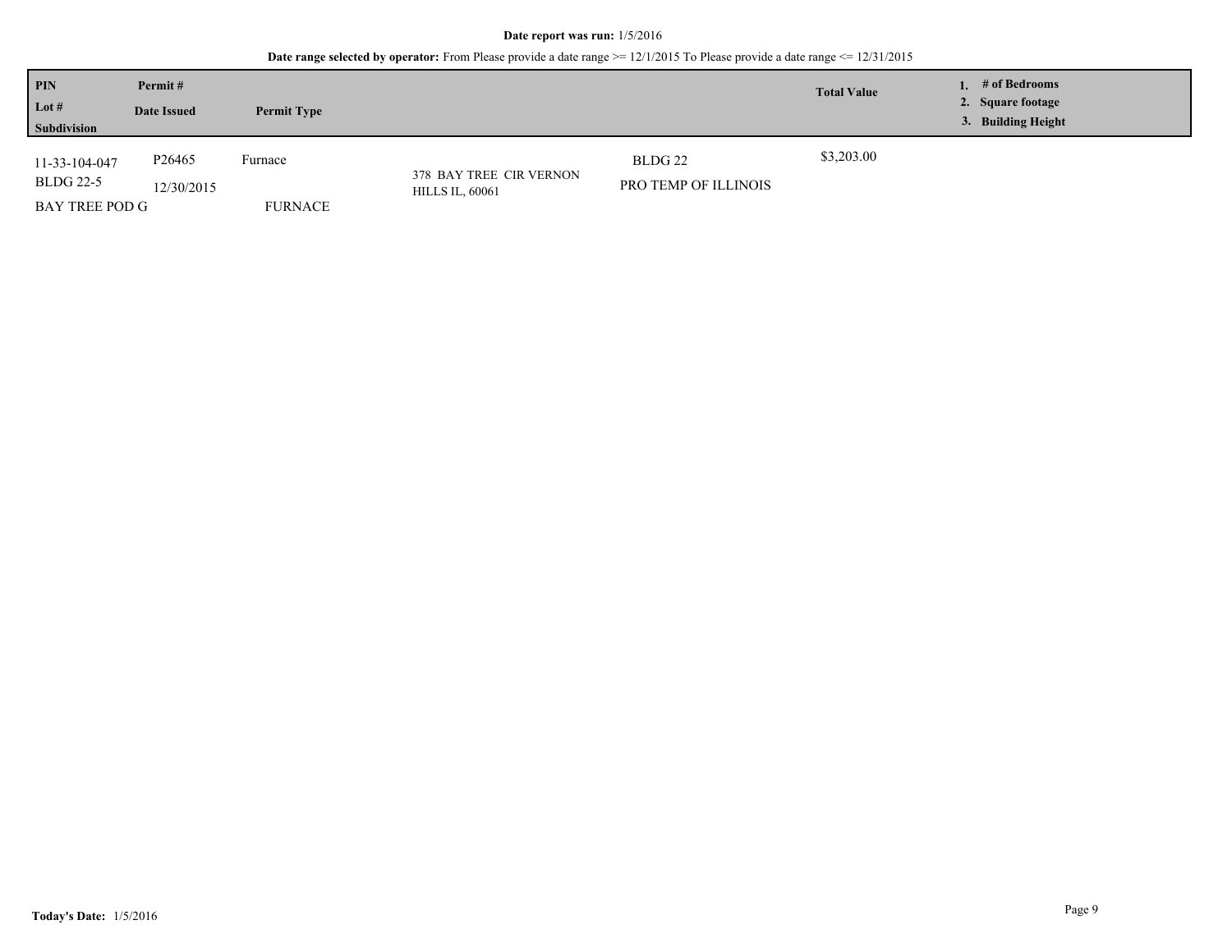**Date report was run:** 1/5/2016

**Date range selected by operator:** From Please provide a date range >= 12/1/2015 To Please provide a date range <= 12/31/2015

| PIN / Lot # / Subdivision | Permit # / Date Issued | Permit Type | | | Total Value | 1. # of Bedrooms 2. Square footage 3. Building Height |
|---|---|---|---|---|---|---|
| 11-33-104-047 BLDG 22-5 BAY TREE POD G | P26465 12/30/2015 | Furnace FURNACE | 378 BAY TREE CIR VERNON HILLS IL, 60061 | BLDG 22 PRO TEMP OF ILLINOIS | $3,203.00 | |

**Today's Date:** 1/5/2016